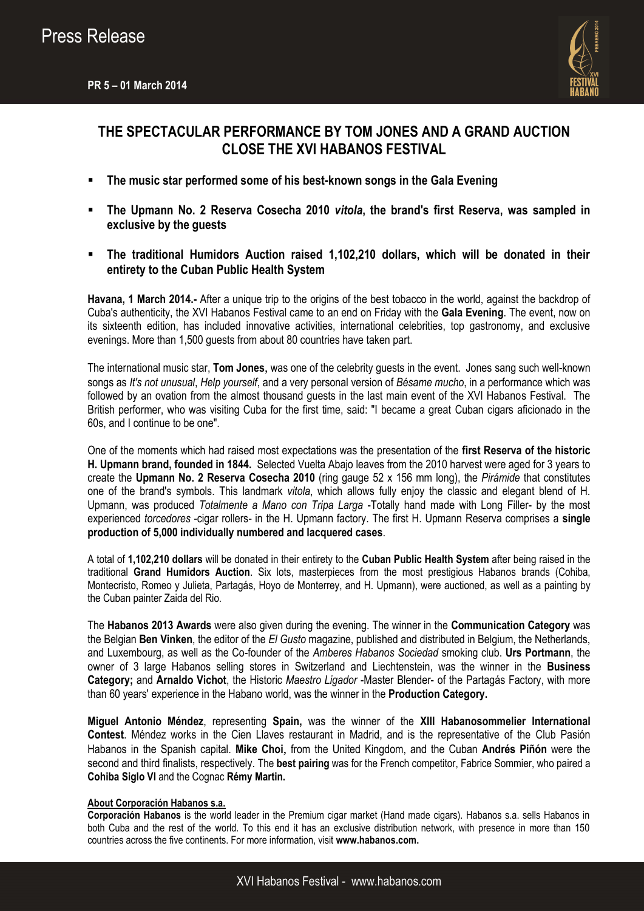Press Release

**PR 5 – 01 March 2014**

## THE SPECTACULAR PERFORMANCE BY TOM JONES AND A GRAND AUCTION CLOSE THE XVI HABANOS FESTIVAL

- **The music star performed some of his best-known songs in the Gala Evening**
- **The Upmann No. 2 Reserva Cosecha 2010 *vitola*, the brand's first Reserva, was sampled in exclusive by the guests**
- **The traditional Humidors Auction raised 1,102,210 dollars, which will be donated in their entirety to the Cuban Public Health System**

**Havana, 1 March 2014.-** After a unique trip to the origins of the best tobacco in the world, against the backdrop of Cuba's authenticity, the XVI Habanos Festival came to an end on Friday with the **Gala Evening**. The event, now on its sixteenth edition, has included innovative activities, international celebrities, top gastronomy, and exclusive evenings. More than 1,500 guests from about 80 countries have taken part.

The international music star, **Tom Jones,** was one of the celebrity guests in the event. Jones sang such well-known songs as *It's not unusual*, *Help yourself*, and a very personal version of *Bésame mucho*, in a performance which was followed by an ovation from the almost thousand guests in the last main event of the XVI Habanos Festival. The British performer, who was visiting Cuba for the first time, said: "I became a great Cuban cigars aficionado in the 60s, and I continue to be one".

One of the moments which had raised most expectations was the presentation of the **first Reserva of the historic H. Upmann brand, founded in 1844.** Selected Vuelta Abajo leaves from the 2010 harvest were aged for 3 years to create the **Upmann No. 2 Reserva Cosecha 2010** (ring gauge 52 x 156 mm long), the *Pirámide* that constitutes one of the brand's symbols. This landmark *vitola*, which allows fully enjoy the classic and elegant blend of H. Upmann, was produced *Totalmente a Mano con Tripa Larga* -Totally hand made with Long Filler- by the most experienced *torcedores* -cigar rollers- in the H. Upmann factory. The first H. Upmann Reserva comprises a **single production of 5,000 individually numbered and lacquered cases**.

A total of **1,102,210 dollars** will be donated in their entirety to the **Cuban Public Health System** after being raised in the traditional **Grand Humidors Auction**. Six lots, masterpieces from the most prestigious Habanos brands (Cohiba, Montecristo, Romeo y Julieta, Partagás, Hoyo de Monterrey, and H. Upmann), were auctioned, as well as a painting by the Cuban painter Zaida del Rio.

The **Habanos 2013 Awards** were also given during the evening. The winner in the **Communication Category** was the Belgian **Ben Vinken**, the editor of the *El Gusto* magazine, published and distributed in Belgium, the Netherlands, and Luxembourg, as well as the Co-founder of the *Amberes Habanos Sociedad* smoking club. **Urs Portmann**, the owner of 3 large Habanos selling stores in Switzerland and Liechtenstein, was the winner in the **Business Category;** and **Arnaldo Vichot**, the Historic *Maestro Ligador* -Master Blender- of the Partagás Factory, with more than 60 years' experience in the Habano world, was the winner in the **Production Category.**

**Miguel Antonio Méndez**, representing **Spain,** was the winner of the **XIII Habanosommelier International Contest**. Méndez works in the Cien Llaves restaurant in Madrid, and is the representative of the Club Pasión Habanos in the Spanish capital. **Mike Choi,** from the United Kingdom, and the Cuban **Andrés Piñón** were the second and third finalists, respectively. The **best pairing** was for the French competitor, Fabrice Sommier, who paired a **Cohiba Siglo VI** and the Cognac **Rémy Martin.**

**About Corporación Habanos s.a.**

**Corporación Habanos** is the world leader in the Premium cigar market (Hand made cigars). Habanos s.a. sells Habanos in both Cuba and the rest of the world. To this end it has an exclusive distribution network, with presence in more than 150 countries across the five continents. For more information, visit **www.habanos.com.**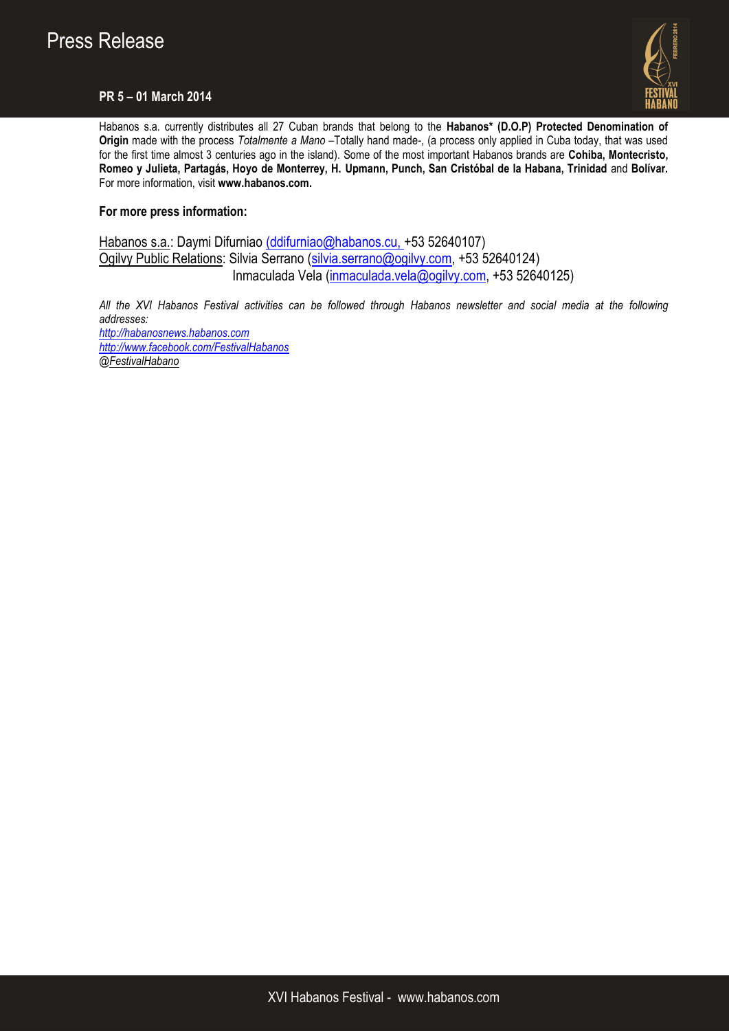Habanos s.a. currently distributes all 27 Cuban brands that belong to the **Habanos* (D.O.P) Protected Denomination of Origin** made with the process *Totalmente a Mano* –Totally hand made-, (a process only applied in Cuba today, that was used for the first time almost 3 centuries ago in the island). Some of the most important Habanos brands are **Cohiba, Montecristo, Romeo y Julieta, Partagás, Hoyo de Monterrey, H. Upmann, Punch, San Cristóbal de la Habana, Trinidad** and **Bolívar.** For more information, visit **www.habanos.com.**

**For more press information:**

Habanos s.a.: Daymi Difurniao (ddifurniao@habanos.cu, +53 52640107)
Ogilvy Public Relations: Silvia Serrano (silvia.serrano@ogilvy.com, +53 52640124)
Inmaculada Vela (inmaculada.vela@ogilvy.com, +53 52640125)

*All the XVI Habanos Festival activities can be followed through Habanos newsletter and social media at the following addresses:*
*http://habanosnews.habanos.com*
*http://www.facebook.com/FestivalHabanos*
*@FestivalHabano*